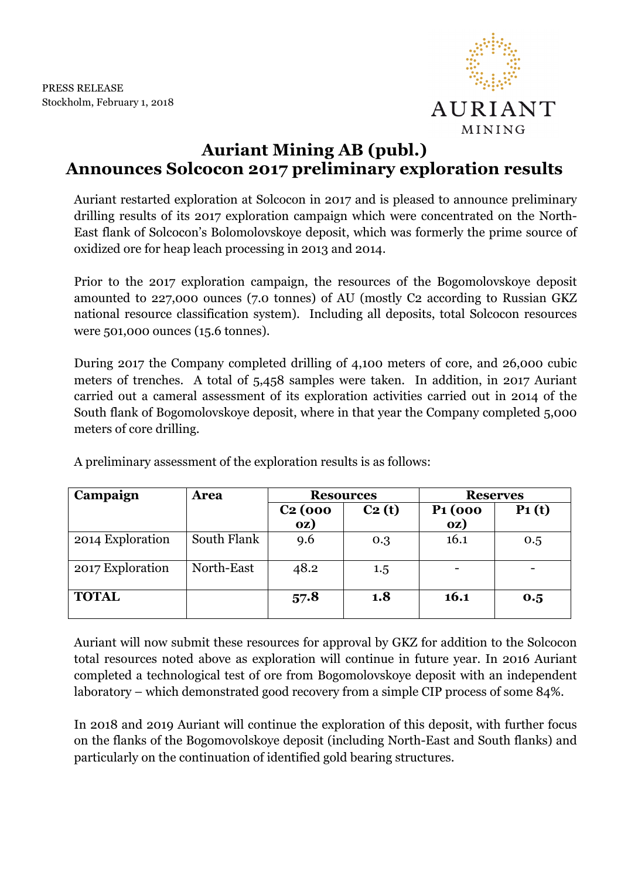PRESS RELEASE
Stockholm, February 1, 2018

# Auriant Mining AB (publ.)
# Announces Solcocon 2017 preliminary exploration results

Auriant restarted exploration at Solcocon in 2017 and is pleased to announce preliminary drilling results of its 2017 exploration campaign which were concentrated on the North-East flank of Solcocon's Bolomolovskoye deposit, which was formerly the prime source of oxidized ore for heap leach processing in 2013 and 2014.

Prior to the 2017 exploration campaign, the resources of the Bogomolovskoye deposit amounted to 227,000 ounces (7.0 tonnes) of AU (mostly C2 according to Russian GKZ national resource classification system). Including all deposits, total Solcocon resources were 501,000 ounces (15.6 tonnes).

During 2017 the Company completed drilling of 4,100 meters of core, and 26,000 cubic meters of trenches. A total of 5,458 samples were taken. In addition, in 2017 Auriant carried out a cameral assessment of its exploration activities carried out in 2014 of the South flank of Bogomolovskoye deposit, where in that year the Company completed 5,000 meters of core drilling.

A preliminary assessment of the exploration results is as follows:

| Campaign | Area | Resources | | Reserves | |
|---|---|---|---|---|---|
| | | C2 (000 oz) | C2 (t) | P1 (000 oz) | P1 (t) |
| 2014 Exploration | South Flank | 9.6 | 0.3 | 16.1 | 0.5 |
| 2017 Exploration | North-East | 48.2 | 1.5 | - | - |
| **TOTAL** | | **57.8** | **1.8** | **16.1** | **0.5** |

Auriant will now submit these resources for approval by GKZ for addition to the Solcocon total resources noted above as exploration will continue in future year. In 2016 Auriant completed a technological test of ore from Bogomolovskoye deposit with an independent laboratory – which demonstrated good recovery from a simple CIP process of some 84%.

In 2018 and 2019 Auriant will continue the exploration of this deposit, with further focus on the flanks of the Bogomovolskoye deposit (including North-East and South flanks) and particularly on the continuation of identified gold bearing structures.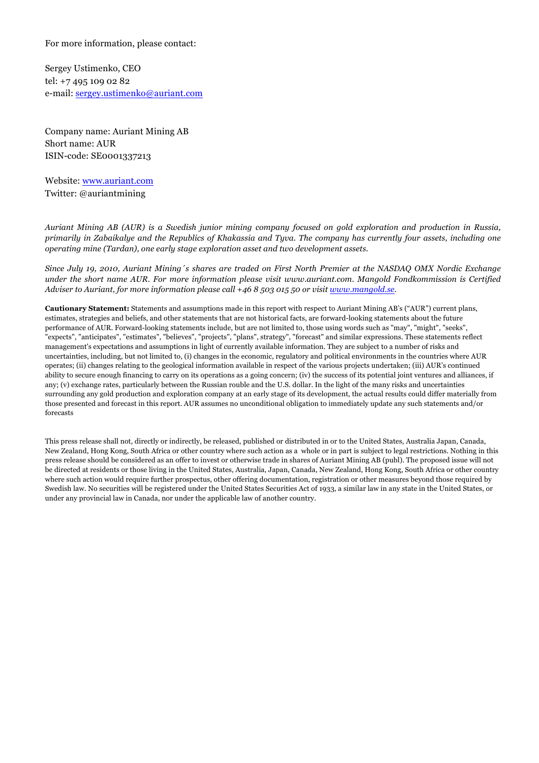For more information, please contact:

Sergey Ustimenko, CEO
tel: +7 495 109 02 82
e-mail: sergey.ustimenko@auriant.com

Company name: Auriant Mining AB
Short name: AUR
ISIN-code: SE0001337213

Website: www.auriant.com
Twitter: @auriantmining

*Auriant Mining AB (AUR) is a Swedish junior mining company focused on gold exploration and production in Russia, primarily in Zabaikalye and the Republics of Khakassia and Tyva. The company has currently four assets, including one operating mine (Tardan), one early stage exploration asset and two development assets.*

*Since July 19, 2010, Auriant Mining´s shares are traded on First North Premier at the NASDAQ OMX Nordic Exchange under the short name AUR. For more information please visit www.auriant.com. Mangold Fondkommission is Certified Adviser to Auriant, for more information please call +46 8 503 015 50 or visit www.mangold.se.*

**Cautionary Statement:** Statements and assumptions made in this report with respect to Auriant Mining AB's ("AUR") current plans, estimates, strategies and beliefs, and other statements that are not historical facts, are forward-looking statements about the future performance of AUR. Forward-looking statements include, but are not limited to, those using words such as "may", "might", "seeks", "expects", "anticipates", "estimates", "believes", "projects", "plans", strategy", "forecast" and similar expressions. These statements reflect management's expectations and assumptions in light of currently available information. They are subject to a number of risks and uncertainties, including, but not limited to, (i) changes in the economic, regulatory and political environments in the countries where AUR operates; (ii) changes relating to the geological information available in respect of the various projects undertaken; (iii) AUR's continued ability to secure enough financing to carry on its operations as a going concern; (iv) the success of its potential joint ventures and alliances, if any; (v) exchange rates, particularly between the Russian rouble and the U.S. dollar. In the light of the many risks and uncertainties surrounding any gold production and exploration company at an early stage of its development, the actual results could differ materially from those presented and forecast in this report. AUR assumes no unconditional obligation to immediately update any such statements and/or forecasts

This press release shall not, directly or indirectly, be released, published or distributed in or to the United States, Australia Japan, Canada, New Zealand, Hong Kong, South Africa or other country where such action as a whole or in part is subject to legal restrictions. Nothing in this press release should be considered as an offer to invest or otherwise trade in shares of Auriant Mining AB (publ). The proposed issue will not be directed at residents or those living in the United States, Australia, Japan, Canada, New Zealand, Hong Kong, South Africa or other country where such action would require further prospectus, other offering documentation, registration or other measures beyond those required by Swedish law. No securities will be registered under the United States Securities Act of 1933, a similar law in any state in the United States, or under any provincial law in Canada, nor under the applicable law of another country.